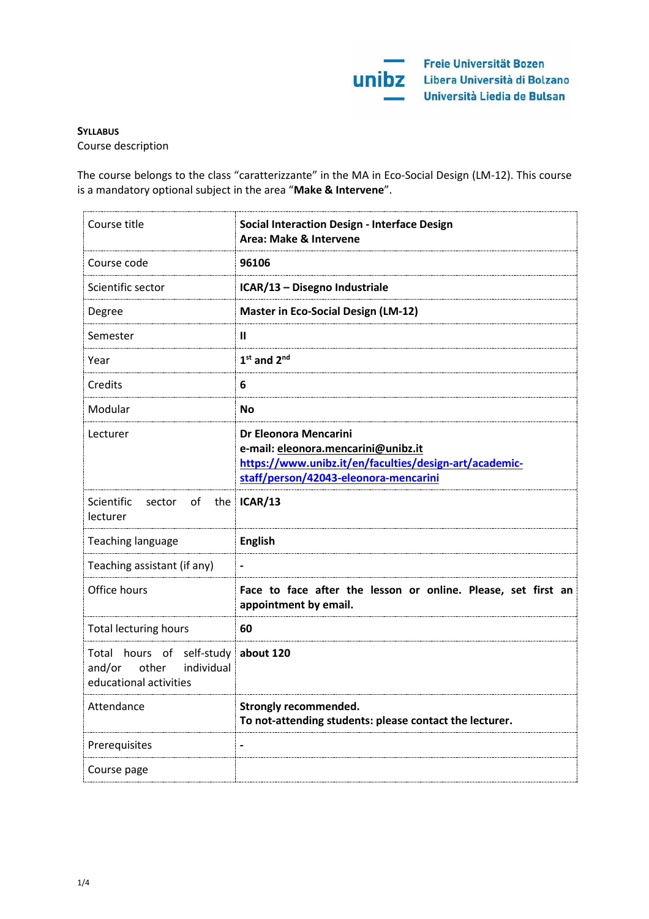Freie Universität Bozen
Libera Università di Bolzano
Università Liedia de Bulsan

**SYLLABUS**
Course description

The course belongs to the class "caratterizzante" in the MA in Eco-Social Design (LM-12). This course is a mandatory optional subject in the area "**Make & Intervene**".

| | |
|---|---|
| Course title | **Social Interaction Design - Interface Design**<br>**Area: Make & Intervene** |
| Course code | **96106** |
| Scientific sector | **ICAR/13 – Disegno Industriale** |
| Degree | **Master in Eco-Social Design (LM-12)** |
| Semester | **II** |
| Year | **1st and 2nd** |
| Credits | **6** |
| Modular | **No** |
| Lecturer | **Dr Eleonora Mencarini**<br>**e-mail: eleonora.mencarini@unibz.it**<br>**https://www.unibz.it/en/faculties/design-art/academic-staff/person/42043-eleonora-mencarini** |
| Scientific sector of the lecturer | **ICAR/13** |
| Teaching language | **English** |
| Teaching assistant (if any) | **-** |
| Office hours | **Face to face after the lesson or online. Please, set first an appointment by email.** |
| Total lecturing hours | **60** |
| Total hours of self-study and/or other individual educational activities | **about 120** |
| Attendance | **Strongly recommended.**<br>**To not-attending students: please contact the lecturer.** |
| Prerequisites | **-** |
| Course page | |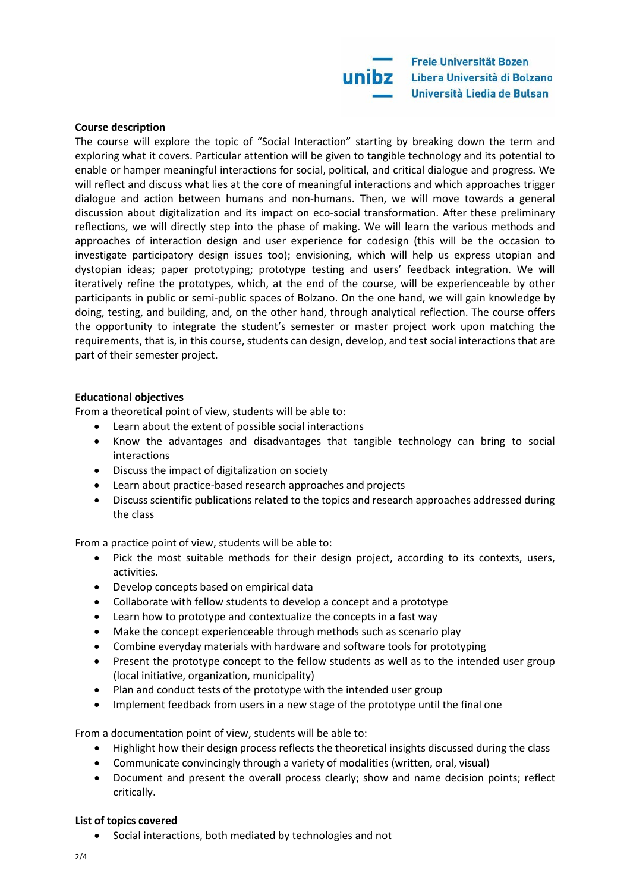**Course description**

The course will explore the topic of "Social Interaction" starting by breaking down the term and exploring what it covers. Particular attention will be given to tangible technology and its potential to enable or hamper meaningful interactions for social, political, and critical dialogue and progress. We will reflect and discuss what lies at the core of meaningful interactions and which approaches trigger dialogue and action between humans and non-humans. Then, we will move towards a general discussion about digitalization and its impact on eco-social transformation. After these preliminary reflections, we will directly step into the phase of making. We will learn the various methods and approaches of interaction design and user experience for codesign (this will be the occasion to investigate participatory design issues too); envisioning, which will help us express utopian and dystopian ideas; paper prototyping; prototype testing and users' feedback integration. We will iteratively refine the prototypes, which, at the end of the course, will be experienceable by other participants in public or semi-public spaces of Bolzano. On the one hand, we will gain knowledge by doing, testing, and building, and, on the other hand, through analytical reflection. The course offers the opportunity to integrate the student's semester or master project work upon matching the requirements, that is, in this course, students can design, develop, and test social interactions that are part of their semester project.

**Educational objectives**

From a theoretical point of view, students will be able to:

- Learn about the extent of possible social interactions
- Know the advantages and disadvantages that tangible technology can bring to social interactions
- Discuss the impact of digitalization on society
- Learn about practice-based research approaches and projects
- Discuss scientific publications related to the topics and research approaches addressed during the class

From a practice point of view, students will be able to:

- Pick the most suitable methods for their design project, according to its contexts, users, activities.
- Develop concepts based on empirical data
- Collaborate with fellow students to develop a concept and a prototype
- Learn how to prototype and contextualize the concepts in a fast way
- Make the concept experienceable through methods such as scenario play
- Combine everyday materials with hardware and software tools for prototyping
- Present the prototype concept to the fellow students as well as to the intended user group (local initiative, organization, municipality)
- Plan and conduct tests of the prototype with the intended user group
- Implement feedback from users in a new stage of the prototype until the final one

From a documentation point of view, students will be able to:

- Highlight how their design process reflects the theoretical insights discussed during the class
- Communicate convincingly through a variety of modalities (written, oral, visual)
- Document and present the overall process clearly; show and name decision points; reflect critically.

**List of topics covered**

- Social interactions, both mediated by technologies and not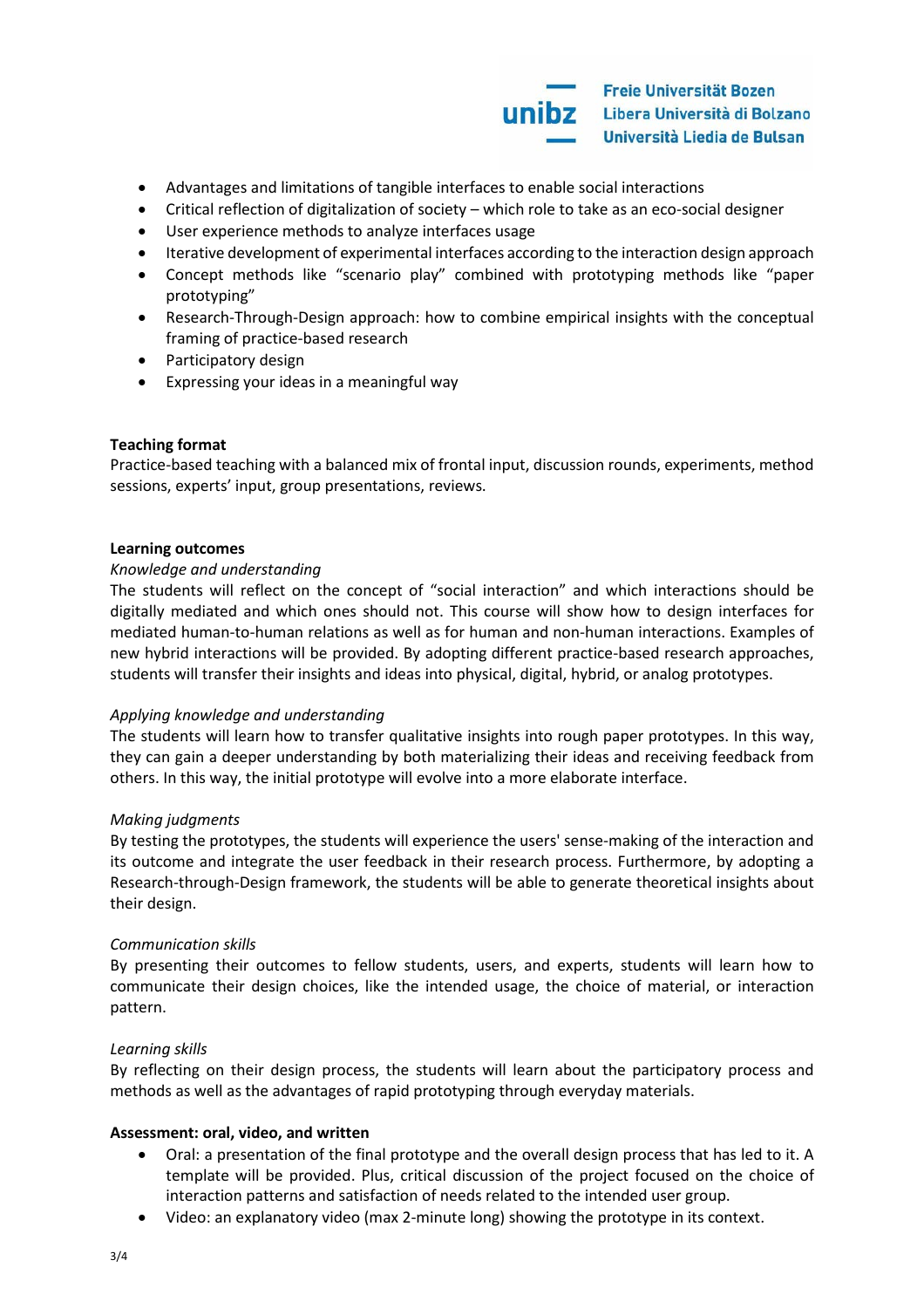- Advantages and limitations of tangible interfaces to enable social interactions
- Critical reflection of digitalization of society – which role to take as an eco-social designer
- User experience methods to analyze interfaces usage
- Iterative development of experimental interfaces according to the interaction design approach
- Concept methods like "scenario play" combined with prototyping methods like "paper prototyping"
- Research-Through-Design approach: how to combine empirical insights with the conceptual framing of practice-based research
- Participatory design
- Expressing your ideas in a meaningful way

**Teaching format**
Practice-based teaching with a balanced mix of frontal input, discussion rounds, experiments, method sessions, experts' input, group presentations, reviews.

**Learning outcomes**
*Knowledge and understanding*
The students will reflect on the concept of "social interaction" and which interactions should be digitally mediated and which ones should not. This course will show how to design interfaces for mediated human-to-human relations as well as for human and non-human interactions. Examples of new hybrid interactions will be provided. By adopting different practice-based research approaches, students will transfer their insights and ideas into physical, digital, hybrid, or analog prototypes.

*Applying knowledge and understanding*
The students will learn how to transfer qualitative insights into rough paper prototypes. In this way, they can gain a deeper understanding by both materializing their ideas and receiving feedback from others. In this way, the initial prototype will evolve into a more elaborate interface.

*Making judgments*
By testing the prototypes, the students will experience the users' sense-making of the interaction and its outcome and integrate the user feedback in their research process. Furthermore, by adopting a Research-through-Design framework, the students will be able to generate theoretical insights about their design.

*Communication skills*
By presenting their outcomes to fellow students, users, and experts, students will learn how to communicate their design choices, like the intended usage, the choice of material, or interaction pattern.

*Learning skills*
By reflecting on their design process, the students will learn about the participatory process and methods as well as the advantages of rapid prototyping through everyday materials.

**Assessment: oral, video, and written**
- Oral: a presentation of the final prototype and the overall design process that has led to it. A template will be provided. Plus, critical discussion of the project focused on the choice of interaction patterns and satisfaction of needs related to the intended user group.
- Video: an explanatory video (max 2-minute long) showing the prototype in its context.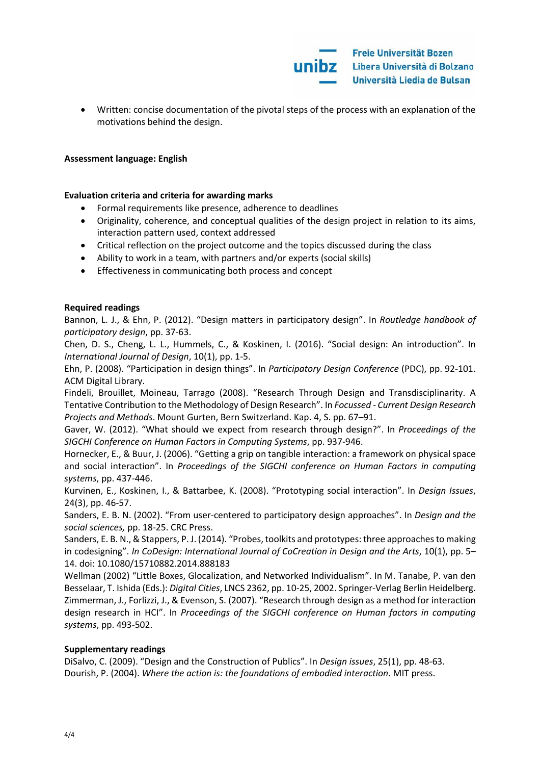- Written: concise documentation of the pivotal steps of the process with an explanation of the motivations behind the design.

**Assessment language: English**

**Evaluation criteria and criteria for awarding marks**

- Formal requirements like presence, adherence to deadlines
- Originality, coherence, and conceptual qualities of the design project in relation to its aims, interaction pattern used, context addressed
- Critical reflection on the project outcome and the topics discussed during the class
- Ability to work in a team, with partners and/or experts (social skills)
- Effectiveness in communicating both process and concept

**Required readings**

Bannon, L. J., & Ehn, P. (2012). “Design matters in participatory design”. In *Routledge handbook of participatory design*, pp. 37-63.
Chen, D. S., Cheng, L. L., Hummels, C., & Koskinen, I. (2016). “Social design: An introduction”. In *International Journal of Design*, 10(1), pp. 1-5.
Ehn, P. (2008). “Participation in design things”. In *Participatory Design Conference* (PDC), pp. 92-101. ACM Digital Library.
Findeli, Brouillet, Moineau, Tarrago (2008). “Research Through Design and Transdisciplinarity. A Tentative Contribution to the Methodology of Design Research”. In *Focussed - Current Design Research Projects and Methods*. Mount Gurten, Bern Switzerland. Kap. 4, S. pp. 67–91.
Gaver, W. (2012). “What should we expect from research through design?”. In *Proceedings of the SIGCHI Conference on Human Factors in Computing Systems*, pp. 937-946.
Hornecker, E., & Buur, J. (2006). “Getting a grip on tangible interaction: a framework on physical space and social interaction”. In *Proceedings of the SIGCHI conference on Human Factors in computing systems*, pp. 437-446.
Kurvinen, E., Koskinen, I., & Battarbee, K. (2008). “Prototyping social interaction”. In *Design Issues*, 24(3), pp. 46-57.
Sanders, E. B. N. (2002). “From user-centered to participatory design approaches”. In *Design and the social sciences,* pp. 18-25. CRC Press.
Sanders, E. B. N., & Stappers, P. J. (2014). “Probes, toolkits and prototypes: three approaches to making in codesigning”. *In CoDesign: International Journal of CoCreation in Design and the Arts*, 10(1), pp. 5–14. doi: 10.1080/15710882.2014.888183
Wellman (2002) “Little Boxes, Glocalization, and Networked Individualism”. In M. Tanabe, P. van den Besselaar, T. Ishida (Eds.): *Digital Cities*, LNCS 2362, pp. 10-25, 2002. Springer-Verlag Berlin Heidelberg.
Zimmerman, J., Forlizzi, J., & Evenson, S. (2007). “Research through design as a method for interaction design research in HCI”. In *Proceedings of the SIGCHI conference on Human factors in computing systems*, pp. 493-502.

**Supplementary readings**

DiSalvo, C. (2009). “Design and the Construction of Publics”. In *Design issues*, 25(1), pp. 48-63.
Dourish, P. (2004). *Where the action is: the foundations of embodied interaction*. MIT press.